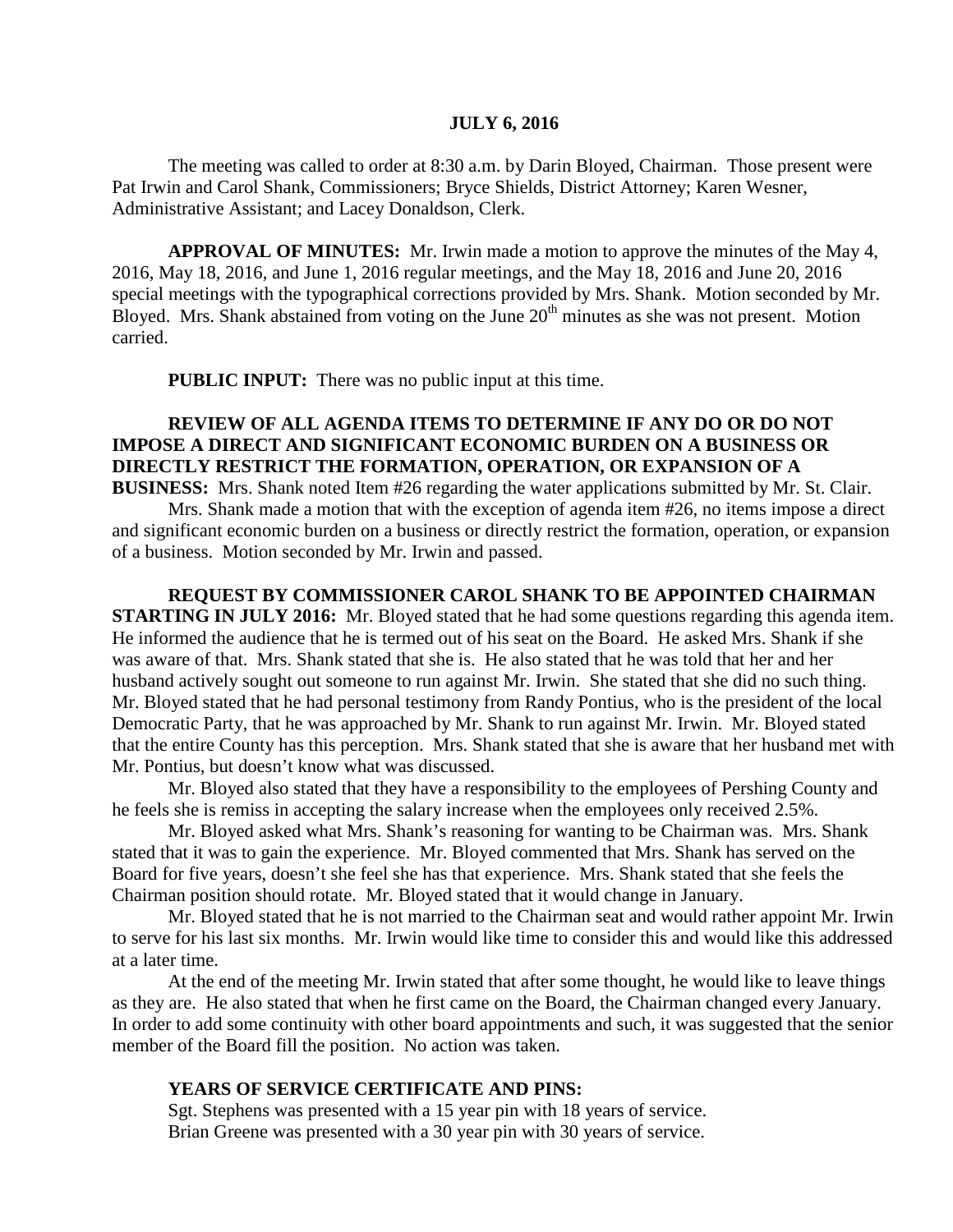**JULY 6, 2016**

The meeting was called to order at 8:30 a.m. by Darin Bloyed, Chairman. Those present were Pat Irwin and Carol Shank, Commissioners; Bryce Shields, District Attorney; Karen Wesner, Administrative Assistant; and Lacey Donaldson, Clerk.

**APPROVAL OF MINUTES:** Mr. Irwin made a motion to approve the minutes of the May 4, 2016, May 18, 2016, and June 1, 2016 regular meetings, and the May 18, 2016 and June 20, 2016 special meetings with the typographical corrections provided by Mrs. Shank. Motion seconded by Mr. Bloyed. Mrs. Shank abstained from voting on the June 20th minutes as she was not present. Motion carried.

**PUBLIC INPUT:** There was no public input at this time.

**REVIEW OF ALL AGENDA ITEMS TO DETERMINE IF ANY DO OR DO NOT IMPOSE A DIRECT AND SIGNIFICANT ECONOMIC BURDEN ON A BUSINESS OR DIRECTLY RESTRICT THE FORMATION, OPERATION, OR EXPANSION OF A BUSINESS:** Mrs. Shank noted Item #26 regarding the water applications submitted by Mr. St. Clair.

Mrs. Shank made a motion that with the exception of agenda item #26, no items impose a direct and significant economic burden on a business or directly restrict the formation, operation, or expansion of a business. Motion seconded by Mr. Irwin and passed.

**REQUEST BY COMMISSIONER CAROL SHANK TO BE APPOINTED CHAIRMAN STARTING IN JULY 2016:** Mr. Bloyed stated that he had some questions regarding this agenda item. He informed the audience that he is termed out of his seat on the Board. He asked Mrs. Shank if she was aware of that. Mrs. Shank stated that she is. He also stated that he was told that her and her husband actively sought out someone to run against Mr. Irwin. She stated that she did no such thing. Mr. Bloyed stated that he had personal testimony from Randy Pontius, who is the president of the local Democratic Party, that he was approached by Mr. Shank to run against Mr. Irwin. Mr. Bloyed stated that the entire County has this perception. Mrs. Shank stated that she is aware that her husband met with Mr. Pontius, but doesn't know what was discussed.

Mr. Bloyed also stated that they have a responsibility to the employees of Pershing County and he feels she is remiss in accepting the salary increase when the employees only received 2.5%.

Mr. Bloyed asked what Mrs. Shank's reasoning for wanting to be Chairman was. Mrs. Shank stated that it was to gain the experience. Mr. Bloyed commented that Mrs. Shank has served on the Board for five years, doesn't she feel she has that experience. Mrs. Shank stated that she feels the Chairman position should rotate. Mr. Bloyed stated that it would change in January.

Mr. Bloyed stated that he is not married to the Chairman seat and would rather appoint Mr. Irwin to serve for his last six months. Mr. Irwin would like time to consider this and would like this addressed at a later time.

At the end of the meeting Mr. Irwin stated that after some thought, he would like to leave things as they are. He also stated that when he first came on the Board, the Chairman changed every January. In order to add some continuity with other board appointments and such, it was suggested that the senior member of the Board fill the position. No action was taken.

**YEARS OF SERVICE CERTIFICATE AND PINS:**

Sgt. Stephens was presented with a 15 year pin with 18 years of service.
Brian Greene was presented with a 30 year pin with 30 years of service.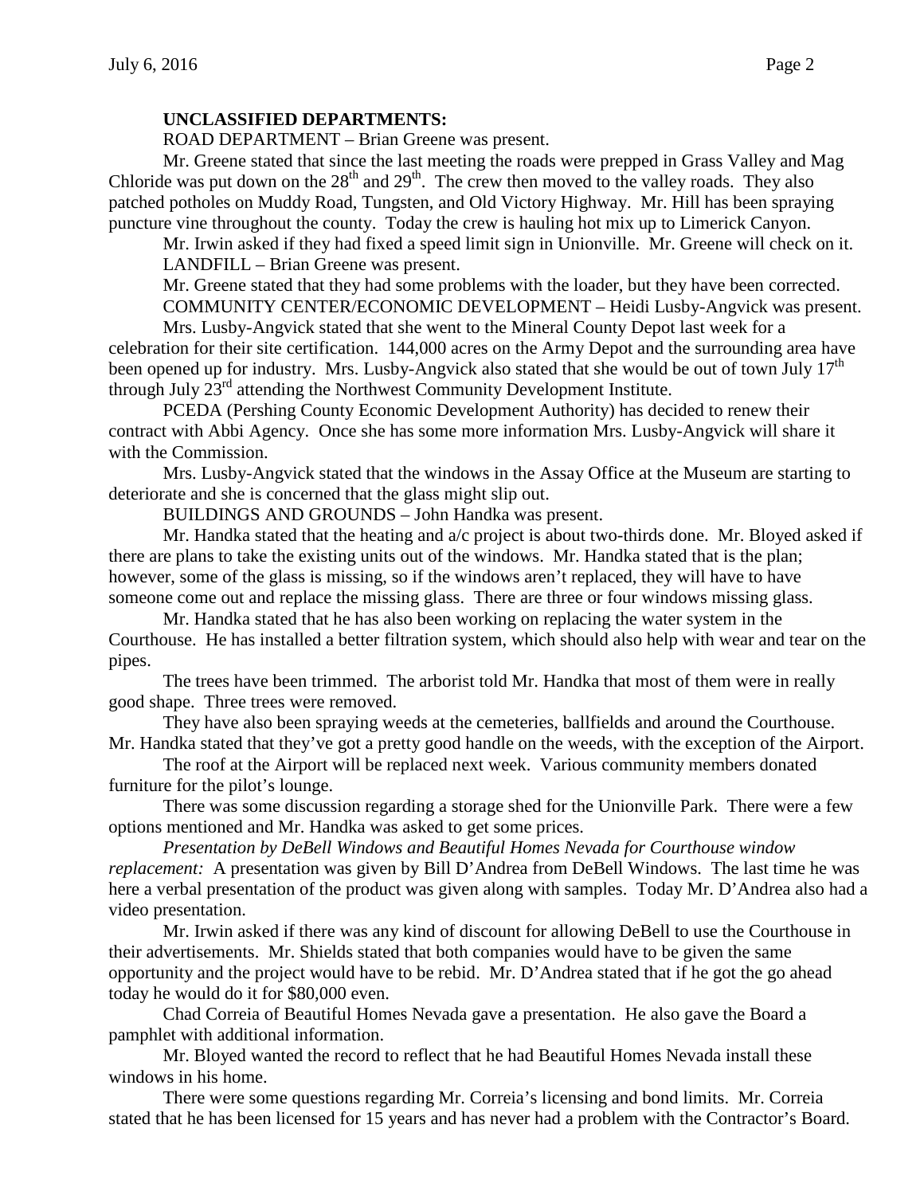**UNCLASSIFIED DEPARTMENTS:**

ROAD DEPARTMENT – Brian Greene was present.

Mr. Greene stated that since the last meeting the roads were prepped in Grass Valley and Mag Chloride was put down on the $28^{th}$ and $29^{th}$. The crew then moved to the valley roads. They also patched potholes on Muddy Road, Tungsten, and Old Victory Highway. Mr. Hill has been spraying puncture vine throughout the county. Today the crew is hauling hot mix up to Limerick Canyon.

Mr. Irwin asked if they had fixed a speed limit sign in Unionville. Mr. Greene will check on it.

LANDFILL – Brian Greene was present.

Mr. Greene stated that they had some problems with the loader, but they have been corrected.

COMMUNITY CENTER/ECONOMIC DEVELOPMENT – Heidi Lusby-Angvick was present.

Mrs. Lusby-Angvick stated that she went to the Mineral County Depot last week for a celebration for their site certification. 144,000 acres on the Army Depot and the surrounding area have been opened up for industry. Mrs. Lusby-Angvick also stated that she would be out of town July $17^{th}$ through July $23^{rd}$ attending the Northwest Community Development Institute.

PCEDA (Pershing County Economic Development Authority) has decided to renew their contract with Abbi Agency. Once she has some more information Mrs. Lusby-Angvick will share it with the Commission.

Mrs. Lusby-Angvick stated that the windows in the Assay Office at the Museum are starting to deteriorate and she is concerned that the glass might slip out.

BUILDINGS AND GROUNDS – John Handka was present.

Mr. Handka stated that the heating and a/c project is about two-thirds done. Mr. Bloyed asked if there are plans to take the existing units out of the windows. Mr. Handka stated that is the plan; however, some of the glass is missing, so if the windows aren't replaced, they will have to have someone come out and replace the missing glass. There are three or four windows missing glass.

Mr. Handka stated that he has also been working on replacing the water system in the Courthouse. He has installed a better filtration system, which should also help with wear and tear on the pipes.

The trees have been trimmed. The arborist told Mr. Handka that most of them were in really good shape. Three trees were removed.

They have also been spraying weeds at the cemeteries, ballfields and around the Courthouse. Mr. Handka stated that they've got a pretty good handle on the weeds, with the exception of the Airport.

The roof at the Airport will be replaced next week. Various community members donated furniture for the pilot's lounge.

There was some discussion regarding a storage shed for the Unionville Park. There were a few options mentioned and Mr. Handka was asked to get some prices.

*Presentation by DeBell Windows and Beautiful Homes Nevada for Courthouse window replacement:* A presentation was given by Bill D'Andrea from DeBell Windows. The last time he was here a verbal presentation of the product was given along with samples. Today Mr. D'Andrea also had a video presentation.

Mr. Irwin asked if there was any kind of discount for allowing DeBell to use the Courthouse in their advertisements. Mr. Shields stated that both companies would have to be given the same opportunity and the project would have to be rebid. Mr. D'Andrea stated that if he got the go ahead today he would do it for $80,000 even.

Chad Correia of Beautiful Homes Nevada gave a presentation. He also gave the Board a pamphlet with additional information.

Mr. Bloyed wanted the record to reflect that he had Beautiful Homes Nevada install these windows in his home.

There were some questions regarding Mr. Correia's licensing and bond limits. Mr. Correia stated that he has been licensed for 15 years and has never had a problem with the Contractor's Board.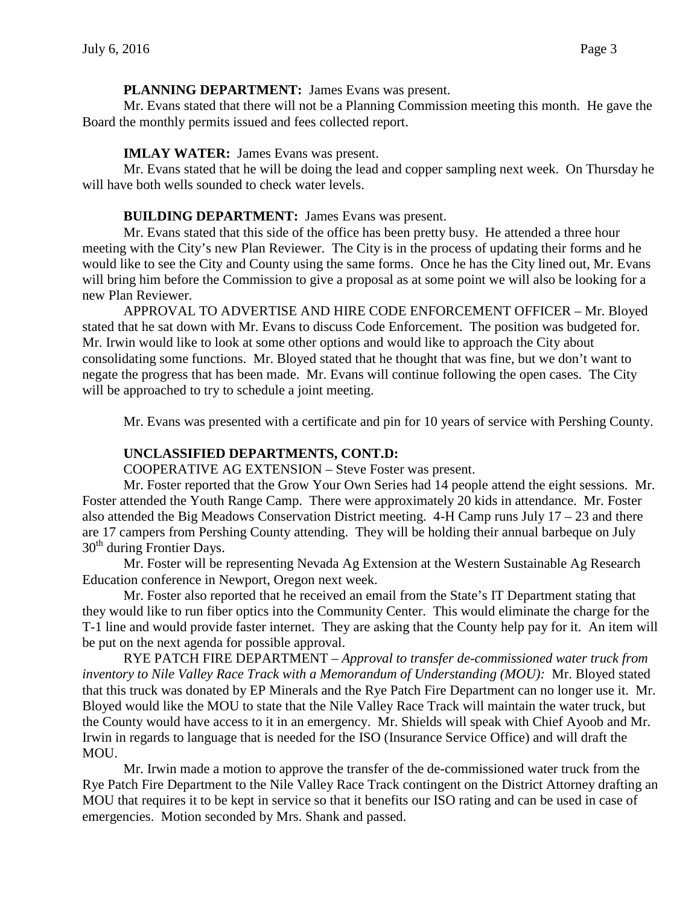**PLANNING DEPARTMENT:** James Evans was present.

Mr. Evans stated that there will not be a Planning Commission meeting this month. He gave the Board the monthly permits issued and fees collected report.

**IMLAY WATER:** James Evans was present.

Mr. Evans stated that he will be doing the lead and copper sampling next week. On Thursday he will have both wells sounded to check water levels.

**BUILDING DEPARTMENT:** James Evans was present.

Mr. Evans stated that this side of the office has been pretty busy. He attended a three hour meeting with the City's new Plan Reviewer. The City is in the process of updating their forms and he would like to see the City and County using the same forms. Once he has the City lined out, Mr. Evans will bring him before the Commission to give a proposal as at some point we will also be looking for a new Plan Reviewer.

APPROVAL TO ADVERTISE AND HIRE CODE ENFORCEMENT OFFICER – Mr. Bloyed stated that he sat down with Mr. Evans to discuss Code Enforcement. The position was budgeted for. Mr. Irwin would like to look at some other options and would like to approach the City about consolidating some functions. Mr. Bloyed stated that he thought that was fine, but we don't want to negate the progress that has been made. Mr. Evans will continue following the open cases. The City will be approached to try to schedule a joint meeting.

Mr. Evans was presented with a certificate and pin for 10 years of service with Pershing County.

**UNCLASSIFIED DEPARTMENTS, CONT.D:**

COOPERATIVE AG EXTENSION – Steve Foster was present.

Mr. Foster reported that the Grow Your Own Series had 14 people attend the eight sessions. Mr. Foster attended the Youth Range Camp. There were approximately 20 kids in attendance. Mr. Foster also attended the Big Meadows Conservation District meeting. 4-H Camp runs July 17 – 23 and there are 17 campers from Pershing County attending. They will be holding their annual barbeque on July 30th during Frontier Days.

Mr. Foster will be representing Nevada Ag Extension at the Western Sustainable Ag Research Education conference in Newport, Oregon next week.

Mr. Foster also reported that he received an email from the State's IT Department stating that they would like to run fiber optics into the Community Center. This would eliminate the charge for the T-1 line and would provide faster internet. They are asking that the County help pay for it. An item will be put on the next agenda for possible approval.

RYE PATCH FIRE DEPARTMENT – *Approval to transfer de-commissioned water truck from inventory to Nile Valley Race Track with a Memorandum of Understanding (MOU):* Mr. Bloyed stated that this truck was donated by EP Minerals and the Rye Patch Fire Department can no longer use it. Mr. Bloyed would like the MOU to state that the Nile Valley Race Track will maintain the water truck, but the County would have access to it in an emergency. Mr. Shields will speak with Chief Ayoob and Mr. Irwin in regards to language that is needed for the ISO (Insurance Service Office) and will draft the MOU.

Mr. Irwin made a motion to approve the transfer of the de-commissioned water truck from the Rye Patch Fire Department to the Nile Valley Race Track contingent on the District Attorney drafting an MOU that requires it to be kept in service so that it benefits our ISO rating and can be used in case of emergencies. Motion seconded by Mrs. Shank and passed.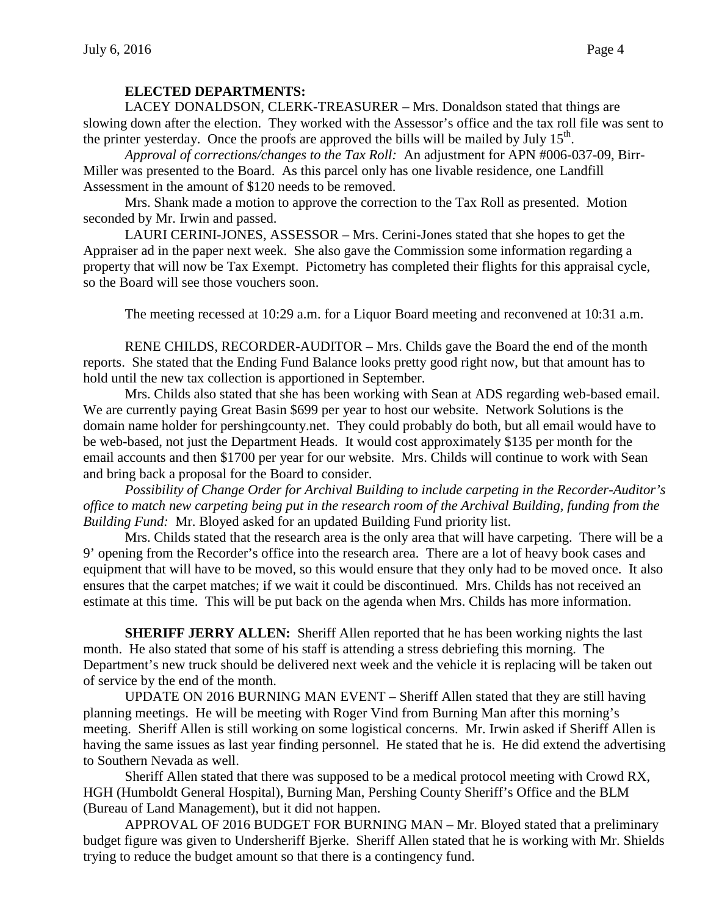**ELECTED DEPARTMENTS:**

LACEY DONALDSON, CLERK-TREASURER – Mrs. Donaldson stated that things are slowing down after the election. They worked with the Assessor's office and the tax roll file was sent to the printer yesterday. Once the proofs are approved the bills will be mailed by July 15th.

*Approval of corrections/changes to the Tax Roll:* An adjustment for APN #006-037-09, Birr-Miller was presented to the Board. As this parcel only has one livable residence, one Landfill Assessment in the amount of $120 needs to be removed.

Mrs. Shank made a motion to approve the correction to the Tax Roll as presented. Motion seconded by Mr. Irwin and passed.

LAURI CERINI-JONES, ASSESSOR – Mrs. Cerini-Jones stated that she hopes to get the Appraiser ad in the paper next week. She also gave the Commission some information regarding a property that will now be Tax Exempt. Pictometry has completed their flights for this appraisal cycle, so the Board will see those vouchers soon.

The meeting recessed at 10:29 a.m. for a Liquor Board meeting and reconvened at 10:31 a.m.

RENE CHILDS, RECORDER-AUDITOR – Mrs. Childs gave the Board the end of the month reports. She stated that the Ending Fund Balance looks pretty good right now, but that amount has to hold until the new tax collection is apportioned in September.

Mrs. Childs also stated that she has been working with Sean at ADS regarding web-based email. We are currently paying Great Basin $699 per year to host our website. Network Solutions is the domain name holder for pershingcounty.net. They could probably do both, but all email would have to be web-based, not just the Department Heads. It would cost approximately $135 per month for the email accounts and then $1700 per year for our website. Mrs. Childs will continue to work with Sean and bring back a proposal for the Board to consider.

*Possibility of Change Order for Archival Building to include carpeting in the Recorder-Auditor's office to match new carpeting being put in the research room of the Archival Building, funding from the Building Fund:* Mr. Bloyed asked for an updated Building Fund priority list.

Mrs. Childs stated that the research area is the only area that will have carpeting. There will be a 9' opening from the Recorder's office into the research area. There are a lot of heavy book cases and equipment that will have to be moved, so this would ensure that they only had to be moved once. It also ensures that the carpet matches; if we wait it could be discontinued. Mrs. Childs has not received an estimate at this time. This will be put back on the agenda when Mrs. Childs has more information.

**SHERIFF JERRY ALLEN:** Sheriff Allen reported that he has been working nights the last month. He also stated that some of his staff is attending a stress debriefing this morning. The Department's new truck should be delivered next week and the vehicle it is replacing will be taken out of service by the end of the month.

UPDATE ON 2016 BURNING MAN EVENT – Sheriff Allen stated that they are still having planning meetings. He will be meeting with Roger Vind from Burning Man after this morning's meeting. Sheriff Allen is still working on some logistical concerns. Mr. Irwin asked if Sheriff Allen is having the same issues as last year finding personnel. He stated that he is. He did extend the advertising to Southern Nevada as well.

Sheriff Allen stated that there was supposed to be a medical protocol meeting with Crowd RX, HGH (Humboldt General Hospital), Burning Man, Pershing County Sheriff's Office and the BLM (Bureau of Land Management), but it did not happen.

APPROVAL OF 2016 BUDGET FOR BURNING MAN – Mr. Bloyed stated that a preliminary budget figure was given to Undersheriff Bjerke. Sheriff Allen stated that he is working with Mr. Shields trying to reduce the budget amount so that there is a contingency fund.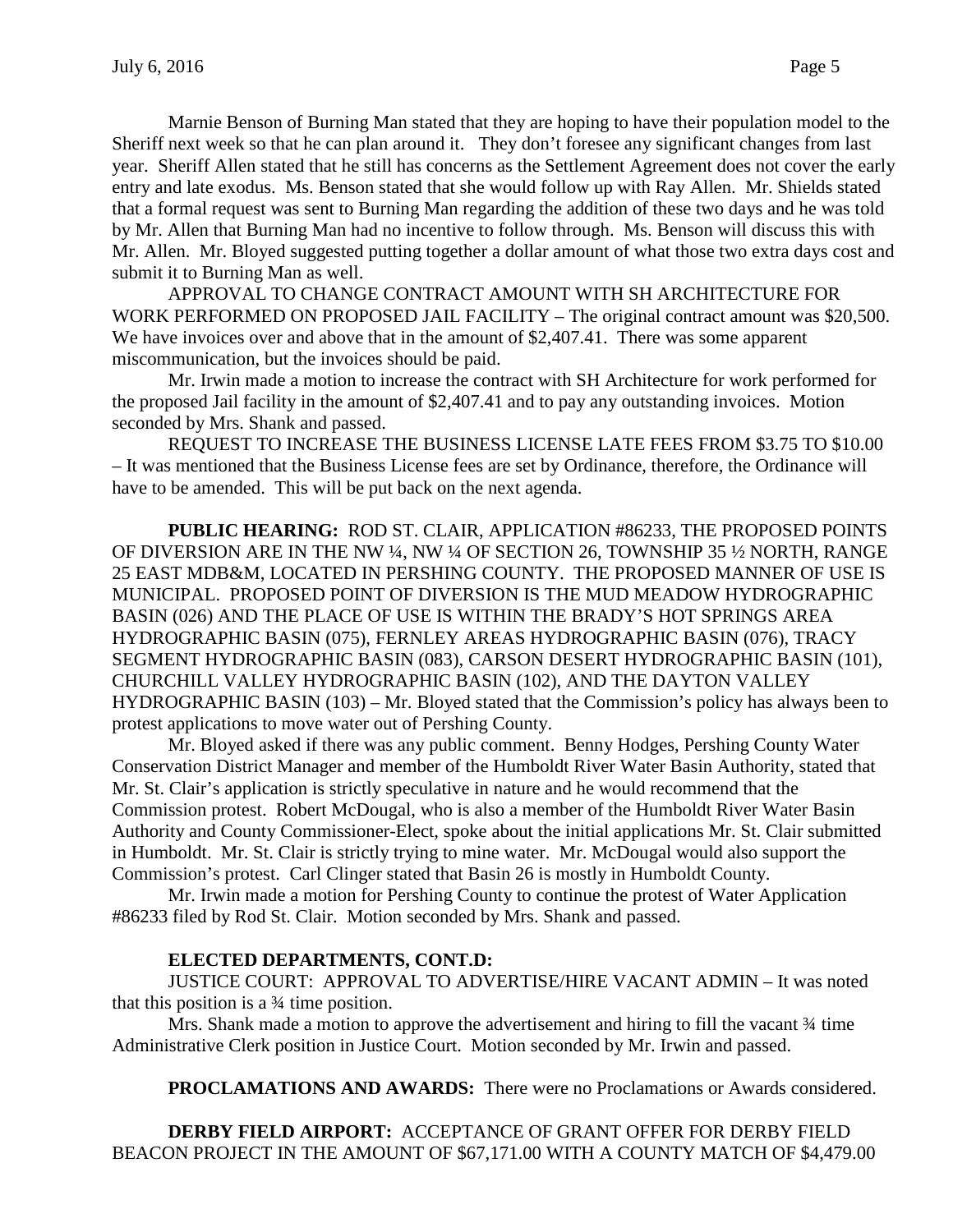Marnie Benson of Burning Man stated that they are hoping to have their population model to the Sheriff next week so that he can plan around it. They don't foresee any significant changes from last year. Sheriff Allen stated that he still has concerns as the Settlement Agreement does not cover the early entry and late exodus. Ms. Benson stated that she would follow up with Ray Allen. Mr. Shields stated that a formal request was sent to Burning Man regarding the addition of these two days and he was told by Mr. Allen that Burning Man had no incentive to follow through. Ms. Benson will discuss this with Mr. Allen. Mr. Bloyed suggested putting together a dollar amount of what those two extra days cost and submit it to Burning Man as well.

APPROVAL TO CHANGE CONTRACT AMOUNT WITH SH ARCHITECTURE FOR WORK PERFORMED ON PROPOSED JAIL FACILITY – The original contract amount was $20,500. We have invoices over and above that in the amount of $2,407.41. There was some apparent miscommunication, but the invoices should be paid.

Mr. Irwin made a motion to increase the contract with SH Architecture for work performed for the proposed Jail facility in the amount of $2,407.41 and to pay any outstanding invoices. Motion seconded by Mrs. Shank and passed.

REQUEST TO INCREASE THE BUSINESS LICENSE LATE FEES FROM $3.75 TO $10.00 – It was mentioned that the Business License fees are set by Ordinance, therefore, the Ordinance will have to be amended. This will be put back on the next agenda.

**PUBLIC HEARING:** ROD ST. CLAIR, APPLICATION #86233, THE PROPOSED POINTS OF DIVERSION ARE IN THE NW ¼, NW ¼ OF SECTION 26, TOWNSHIP 35 ½ NORTH, RANGE 25 EAST MDB&M, LOCATED IN PERSHING COUNTY. THE PROPOSED MANNER OF USE IS MUNICIPAL. PROPOSED POINT OF DIVERSION IS THE MUD MEADOW HYDROGRAPHIC BASIN (026) AND THE PLACE OF USE IS WITHIN THE BRADY'S HOT SPRINGS AREA HYDROGRAPHIC BASIN (075), FERNLEY AREAS HYDROGRAPHIC BASIN (076), TRACY SEGMENT HYDROGRAPHIC BASIN (083), CARSON DESERT HYDROGRAPHIC BASIN (101), CHURCHILL VALLEY HYDROGRAPHIC BASIN (102), AND THE DAYTON VALLEY HYDROGRAPHIC BASIN (103) – Mr. Bloyed stated that the Commission's policy has always been to protest applications to move water out of Pershing County.

Mr. Bloyed asked if there was any public comment. Benny Hodges, Pershing County Water Conservation District Manager and member of the Humboldt River Water Basin Authority, stated that Mr. St. Clair's application is strictly speculative in nature and he would recommend that the Commission protest. Robert McDougal, who is also a member of the Humboldt River Water Basin Authority and County Commissioner-Elect, spoke about the initial applications Mr. St. Clair submitted in Humboldt. Mr. St. Clair is strictly trying to mine water. Mr. McDougal would also support the Commission's protest. Carl Clinger stated that Basin 26 is mostly in Humboldt County.

Mr. Irwin made a motion for Pershing County to continue the protest of Water Application #86233 filed by Rod St. Clair. Motion seconded by Mrs. Shank and passed.

**ELECTED DEPARTMENTS, CONT.D:**

JUSTICE COURT: APPROVAL TO ADVERTISE/HIRE VACANT ADMIN – It was noted that this position is a ¾ time position.

Mrs. Shank made a motion to approve the advertisement and hiring to fill the vacant ¾ time Administrative Clerk position in Justice Court. Motion seconded by Mr. Irwin and passed.

**PROCLAMATIONS AND AWARDS:** There were no Proclamations or Awards considered.

**DERBY FIELD AIRPORT:** ACCEPTANCE OF GRANT OFFER FOR DERBY FIELD BEACON PROJECT IN THE AMOUNT OF $67,171.00 WITH A COUNTY MATCH OF $4,479.00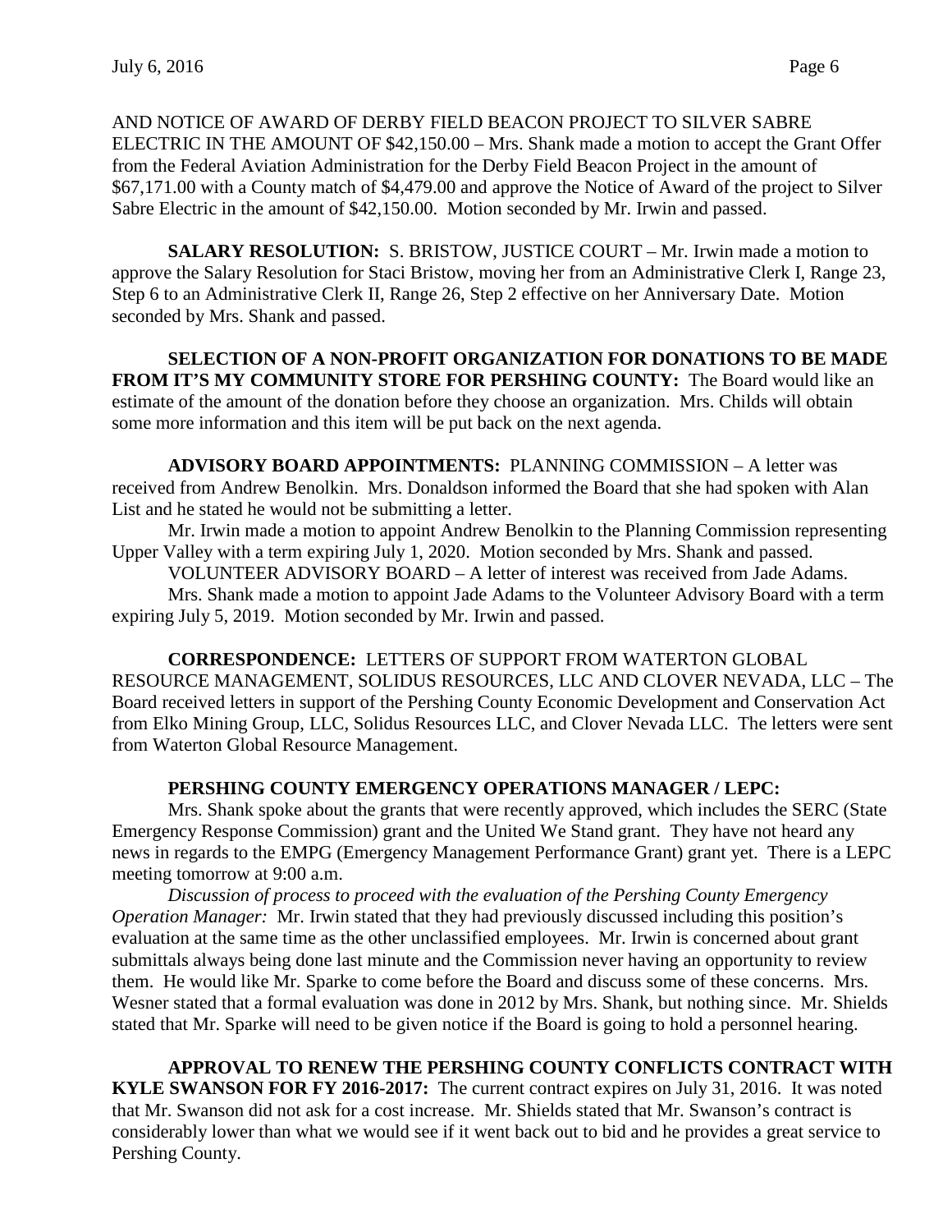AND NOTICE OF AWARD OF DERBY FIELD BEACON PROJECT TO SILVER SABRE ELECTRIC IN THE AMOUNT OF $42,150.00 – Mrs. Shank made a motion to accept the Grant Offer from the Federal Aviation Administration for the Derby Field Beacon Project in the amount of $67,171.00 with a County match of $4,479.00 and approve the Notice of Award of the project to Silver Sabre Electric in the amount of $42,150.00. Motion seconded by Mr. Irwin and passed.

**SALARY RESOLUTION:** S. BRISTOW, JUSTICE COURT – Mr. Irwin made a motion to approve the Salary Resolution for Staci Bristow, moving her from an Administrative Clerk I, Range 23, Step 6 to an Administrative Clerk II, Range 26, Step 2 effective on her Anniversary Date. Motion seconded by Mrs. Shank and passed.

**SELECTION OF A NON-PROFIT ORGANIZATION FOR DONATIONS TO BE MADE FROM IT'S MY COMMUNITY STORE FOR PERSHING COUNTY:** The Board would like an estimate of the amount of the donation before they choose an organization. Mrs. Childs will obtain some more information and this item will be put back on the next agenda.

**ADVISORY BOARD APPOINTMENTS:** PLANNING COMMISSION – A letter was received from Andrew Benolkin. Mrs. Donaldson informed the Board that she had spoken with Alan List and he stated he would not be submitting a letter.

Mr. Irwin made a motion to appoint Andrew Benolkin to the Planning Commission representing Upper Valley with a term expiring July 1, 2020. Motion seconded by Mrs. Shank and passed.

VOLUNTEER ADVISORY BOARD – A letter of interest was received from Jade Adams.

Mrs. Shank made a motion to appoint Jade Adams to the Volunteer Advisory Board with a term expiring July 5, 2019. Motion seconded by Mr. Irwin and passed.

**CORRESPONDENCE:** LETTERS OF SUPPORT FROM WATERTON GLOBAL RESOURCE MANAGEMENT, SOLIDUS RESOURCES, LLC AND CLOVER NEVADA, LLC – The Board received letters in support of the Pershing County Economic Development and Conservation Act from Elko Mining Group, LLC, Solidus Resources LLC, and Clover Nevada LLC. The letters were sent from Waterton Global Resource Management.

**PERSHING COUNTY EMERGENCY OPERATIONS MANAGER / LEPC:**

Mrs. Shank spoke about the grants that were recently approved, which includes the SERC (State Emergency Response Commission) grant and the United We Stand grant. They have not heard any news in regards to the EMPG (Emergency Management Performance Grant) grant yet. There is a LEPC meeting tomorrow at 9:00 a.m.

*Discussion of process to proceed with the evaluation of the Pershing County Emergency Operation Manager:* Mr. Irwin stated that they had previously discussed including this position's evaluation at the same time as the other unclassified employees. Mr. Irwin is concerned about grant submittals always being done last minute and the Commission never having an opportunity to review them. He would like Mr. Sparke to come before the Board and discuss some of these concerns. Mrs. Wesner stated that a formal evaluation was done in 2012 by Mrs. Shank, but nothing since. Mr. Shields stated that Mr. Sparke will need to be given notice if the Board is going to hold a personnel hearing.

**APPROVAL TO RENEW THE PERSHING COUNTY CONFLICTS CONTRACT WITH KYLE SWANSON FOR FY 2016-2017:** The current contract expires on July 31, 2016. It was noted that Mr. Swanson did not ask for a cost increase. Mr. Shields stated that Mr. Swanson's contract is considerably lower than what we would see if it went back out to bid and he provides a great service to Pershing County.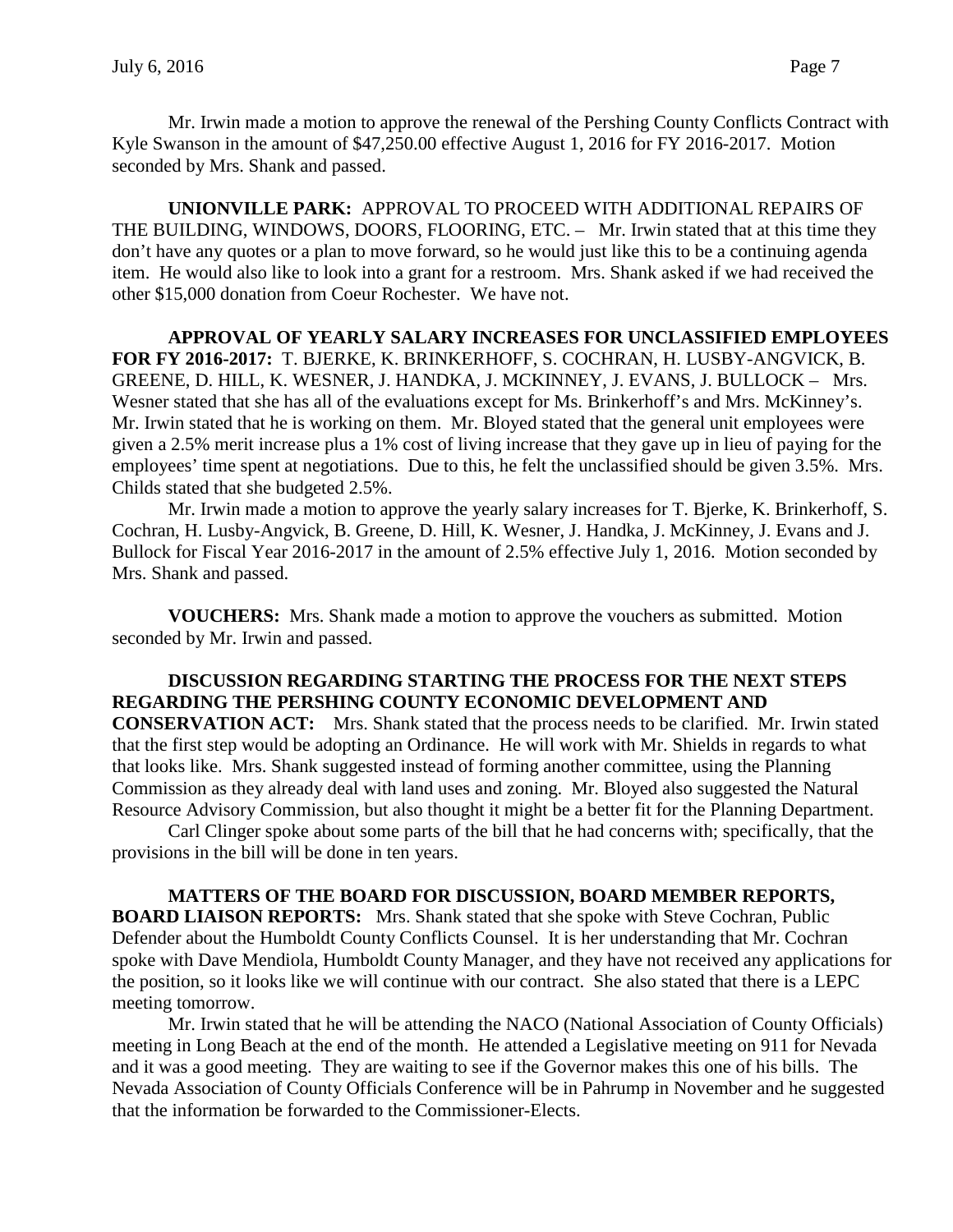Mr. Irwin made a motion to approve the renewal of the Pershing County Conflicts Contract with Kyle Swanson in the amount of $47,250.00 effective August 1, 2016 for FY 2016-2017. Motion seconded by Mrs. Shank and passed.

**UNIONVILLE PARK:** APPROVAL TO PROCEED WITH ADDITIONAL REPAIRS OF THE BUILDING, WINDOWS, DOORS, FLOORING, ETC. – Mr. Irwin stated that at this time they don't have any quotes or a plan to move forward, so he would just like this to be a continuing agenda item. He would also like to look into a grant for a restroom. Mrs. Shank asked if we had received the other $15,000 donation from Coeur Rochester. We have not.

**APPROVAL OF YEARLY SALARY INCREASES FOR UNCLASSIFIED EMPLOYEES FOR FY 2016-2017:** T. BJERKE, K. BRINKERHOFF, S. COCHRAN, H. LUSBY-ANGVICK, B. GREENE, D. HILL, K. WESNER, J. HANDKA, J. MCKINNEY, J. EVANS, J. BULLOCK – Mrs. Wesner stated that she has all of the evaluations except for Ms. Brinkerhoff's and Mrs. McKinney's. Mr. Irwin stated that he is working on them. Mr. Bloyed stated that the general unit employees were given a 2.5% merit increase plus a 1% cost of living increase that they gave up in lieu of paying for the employees' time spent at negotiations. Due to this, he felt the unclassified should be given 3.5%. Mrs. Childs stated that she budgeted 2.5%.

Mr. Irwin made a motion to approve the yearly salary increases for T. Bjerke, K. Brinkerhoff, S. Cochran, H. Lusby-Angvick, B. Greene, D. Hill, K. Wesner, J. Handka, J. McKinney, J. Evans and J. Bullock for Fiscal Year 2016-2017 in the amount of 2.5% effective July 1, 2016. Motion seconded by Mrs. Shank and passed.

**VOUCHERS:** Mrs. Shank made a motion to approve the vouchers as submitted. Motion seconded by Mr. Irwin and passed.

**DISCUSSION REGARDING STARTING THE PROCESS FOR THE NEXT STEPS REGARDING THE PERSHING COUNTY ECONOMIC DEVELOPMENT AND CONSERVATION ACT:** Mrs. Shank stated that the process needs to be clarified. Mr. Irwin stated that the first step would be adopting an Ordinance. He will work with Mr. Shields in regards to what that looks like. Mrs. Shank suggested instead of forming another committee, using the Planning Commission as they already deal with land uses and zoning. Mr. Bloyed also suggested the Natural Resource Advisory Commission, but also thought it might be a better fit for the Planning Department.

Carl Clinger spoke about some parts of the bill that he had concerns with; specifically, that the provisions in the bill will be done in ten years.

**MATTERS OF THE BOARD FOR DISCUSSION, BOARD MEMBER REPORTS, BOARD LIAISON REPORTS:** Mrs. Shank stated that she spoke with Steve Cochran, Public Defender about the Humboldt County Conflicts Counsel. It is her understanding that Mr. Cochran spoke with Dave Mendiola, Humboldt County Manager, and they have not received any applications for the position, so it looks like we will continue with our contract. She also stated that there is a LEPC meeting tomorrow.

Mr. Irwin stated that he will be attending the NACO (National Association of County Officials) meeting in Long Beach at the end of the month. He attended a Legislative meeting on 911 for Nevada and it was a good meeting. They are waiting to see if the Governor makes this one of his bills. The Nevada Association of County Officials Conference will be in Pahrump in November and he suggested that the information be forwarded to the Commissioner-Elects.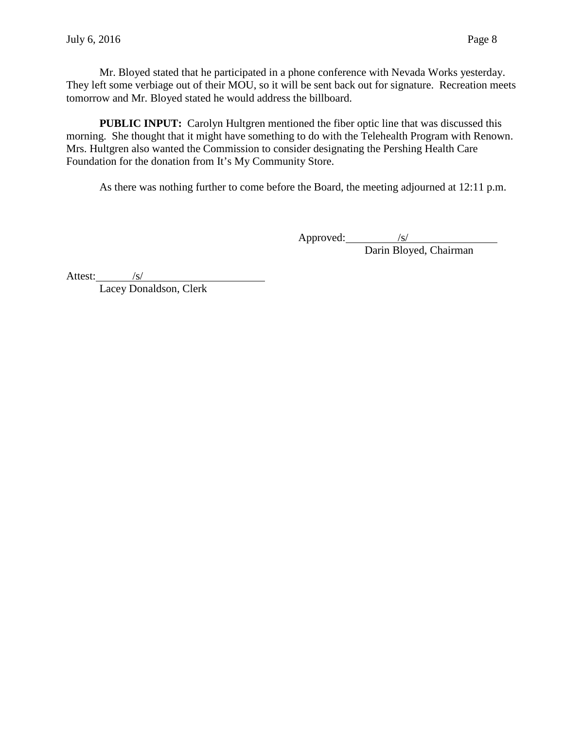Mr. Bloyed stated that he participated in a phone conference with Nevada Works yesterday. They left some verbiage out of their MOU, so it will be sent back out for signature. Recreation meets tomorrow and Mr. Bloyed stated he would address the billboard.

**PUBLIC INPUT:** Carolyn Hultgren mentioned the fiber optic line that was discussed this morning. She thought that it might have something to do with the Telehealth Program with Renown. Mrs. Hultgren also wanted the Commission to consider designating the Pershing Health Care Foundation for the donation from It's My Community Store.

As there was nothing further to come before the Board, the meeting adjourned at 12:11 p.m.

Approved: /s/
Darin Bloyed, Chairman

Attest: /s/
Lacey Donaldson, Clerk